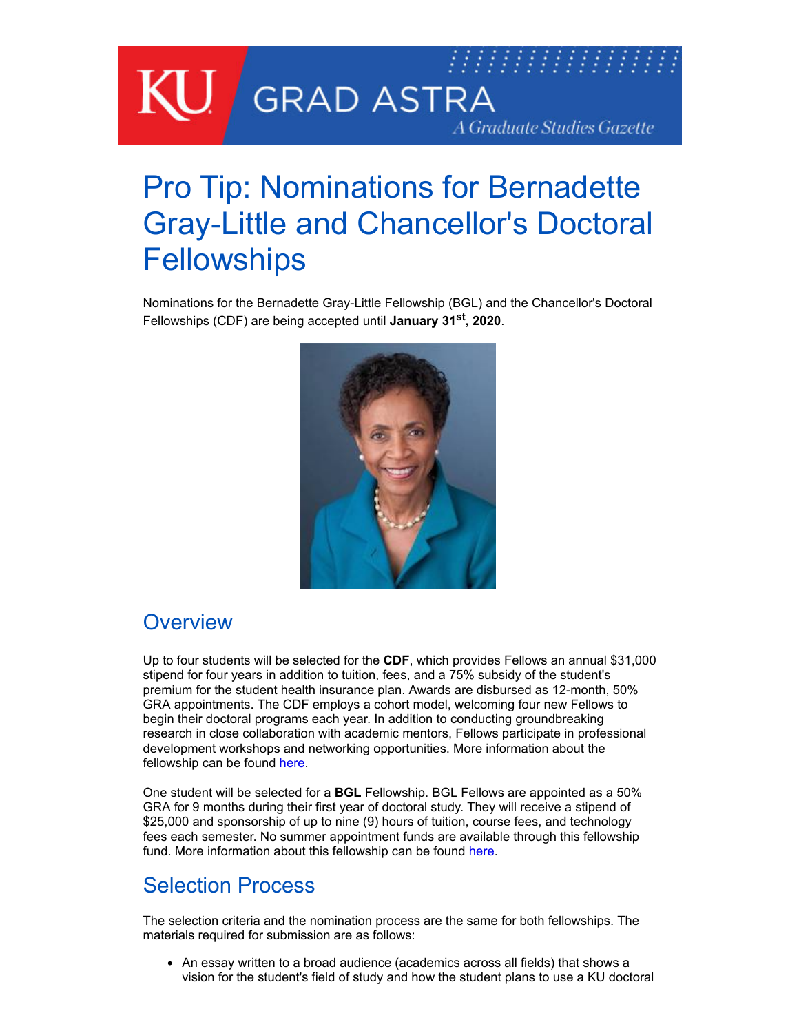# Pro Tip: Nominations for Bernadette Gray-Little and Chancellor's Doctoral Fellowships

Nominations for the Bernadette Gray-Little Fellowship (BGL) and the Chancellor's Doctoral Fellowships (CDF) are being accepted until **January 31st, 2020**.

## Overview

Up to four students will be selected for the **CDF**, which provides Fellows an annual $31,000 stipend for four years in addition to tuition, fees, and a 75% subsidy of the student's premium for the student health insurance plan. Awards are disbursed as 12-month, 50% GRA appointments. The CDF employs a cohort model, welcoming four new Fellows to begin their doctoral programs each year. In addition to conducting groundbreaking research in close collaboration with academic mentors, Fellows participate in professional development workshops and networking opportunities. More information about the fellowship can be found here.

One student will be selected for a **BGL** Fellowship. BGL Fellows are appointed as a 50% GRA for 9 months during their first year of doctoral study. They will receive a stipend of $25,000 and sponsorship of up to nine (9) hours of tuition, course fees, and technology fees each semester. No summer appointment funds are available through this fellowship fund. More information about this fellowship can be found here.

## Selection Process

The selection criteria and the nomination process are the same for both fellowships. The materials required for submission are as follows:

- An essay written to a broad audience (academics across all fields) that shows a vision for the student's field of study and how the student plans to use a KU doctoral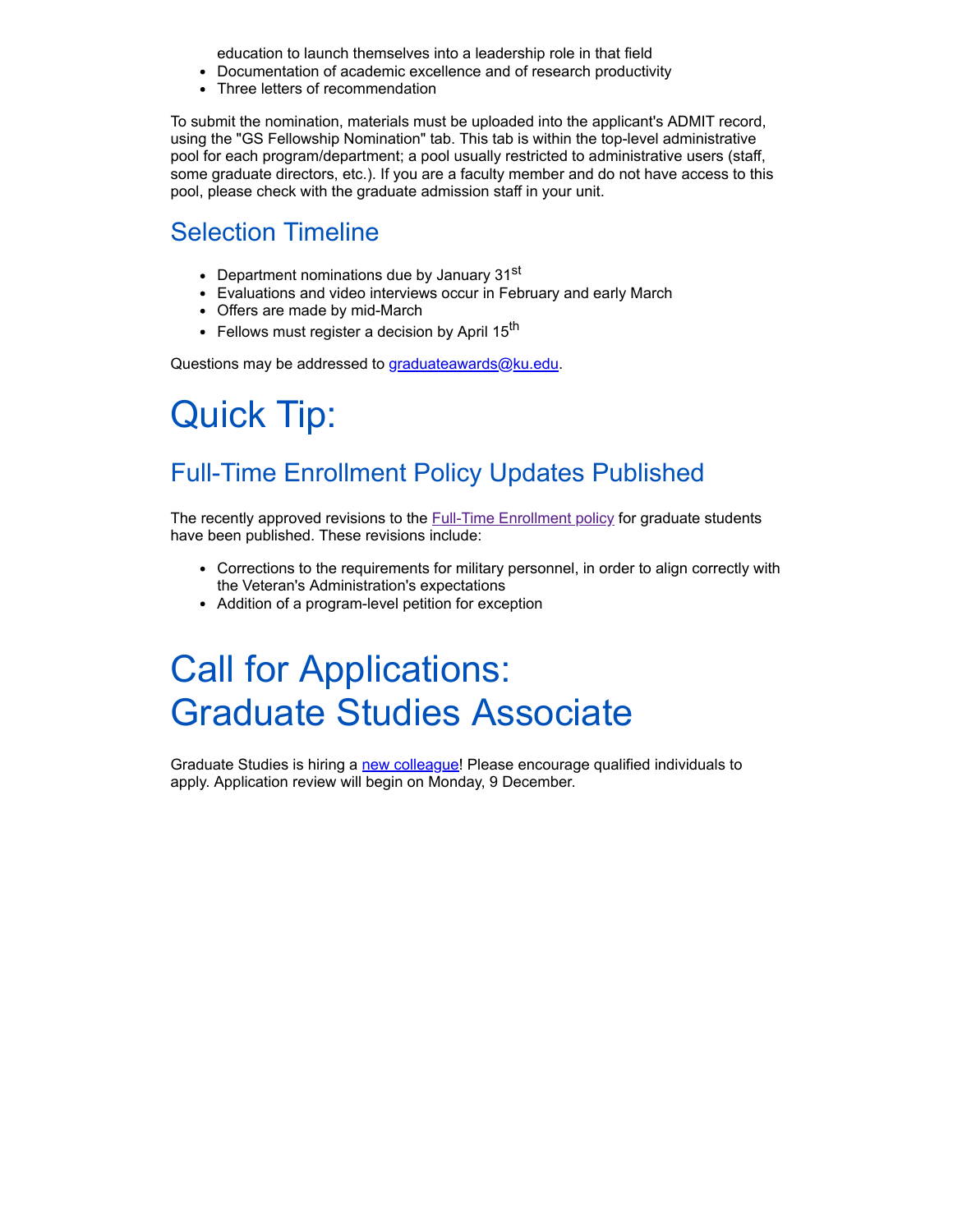education to launch themselves into a leadership role in that field
- Documentation of academic excellence and of research productivity
- Three letters of recommendation

To submit the nomination, materials must be uploaded into the applicant's ADMIT record, using the "GS Fellowship Nomination" tab. This tab is within the top-level administrative pool for each program/department; a pool usually restricted to administrative users (staff, some graduate directors, etc.). If you are a faculty member and do not have access to this pool, please check with the graduate admission staff in your unit.

## Selection Timeline

- Department nominations due by January 31st
- Evaluations and video interviews occur in February and early March
- Offers are made by mid-March
- Fellows must register a decision by April 15th

Questions may be addressed to graduateawards@ku.edu.

# Quick Tip:

## Full-Time Enrollment Policy Updates Published

The recently approved revisions to the Full-Time Enrollment policy for graduate students have been published. These revisions include:

- Corrections to the requirements for military personnel, in order to align correctly with the Veteran's Administration's expectations
- Addition of a program-level petition for exception

# Call for Applications: Graduate Studies Associate

Graduate Studies is hiring a new colleague! Please encourage qualified individuals to apply. Application review will begin on Monday, 9 December.